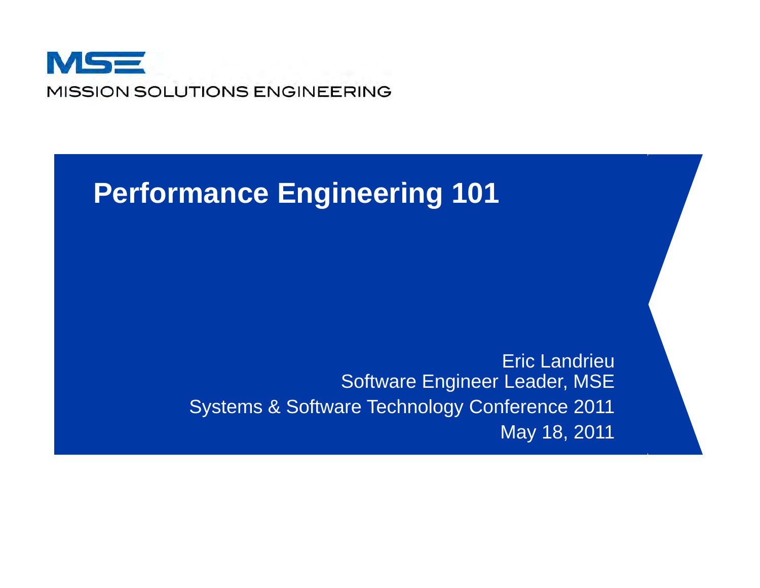MSE

MISSION SOLUTIONS ENGINEERING

# Performance Engineering 101

Eric Landrieu

Software Engineer Leader, MSE

Systems & Software Technology Conference 2011

May 18, 2011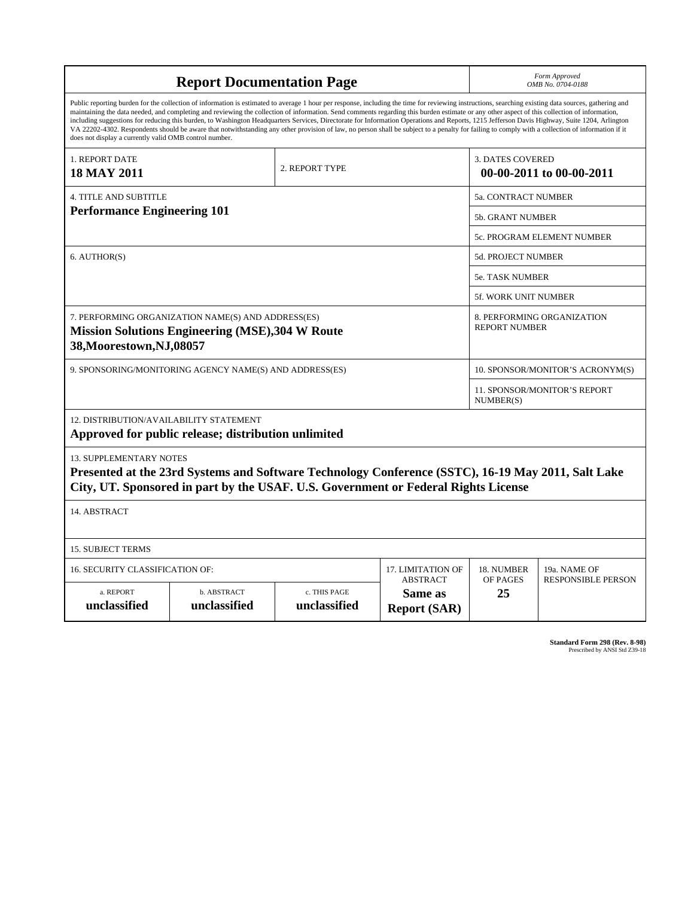# Report Documentation Page

*Form Approved*
*OMB No. 0704-0188*

Public reporting burden for the collection of information is estimated to average 1 hour per response, including the time for reviewing instructions, searching existing data sources, gathering and maintaining the data needed, and completing and reviewing the collection of information. Send comments regarding this burden estimate or any other aspect of this collection of information, including suggestions for reducing this burden, to Washington Headquarters Services, Directorate for Information Operations and Reports, 1215 Jefferson Davis Highway, Suite 1204, Arlington VA 22202-4302. Respondents should be aware that notwithstanding any other provision of law, no person shall be subject to a penalty for failing to comply with a collection of information if it does not display a currently valid OMB control number.

| 1. REPORT DATE | 2. REPORT TYPE | 3. DATES COVERED |
|---|---|---|
| **18 MAY 2011** | | **00-00-2011 to 00-00-2011** |

| 4. TITLE AND SUBTITLE | |
|---|---|
| **Performance Engineering 101** | 5a. CONTRACT NUMBER |
| | 5b. GRANT NUMBER |
| | 5c. PROGRAM ELEMENT NUMBER |
| 6. AUTHOR(S) | 5d. PROJECT NUMBER |
| | 5e. TASK NUMBER |
| | 5f. WORK UNIT NUMBER |
| 7. PERFORMING ORGANIZATION NAME(S) AND ADDRESS(ES) **Mission Solutions Engineering (MSE),304 W Route 38,Moorestown,NJ,08057** | 8. PERFORMING ORGANIZATION REPORT NUMBER |
| 9. SPONSORING/MONITORING AGENCY NAME(S) AND ADDRESS(ES) | 10. SPONSOR/MONITOR'S ACRONYM(S) |
| | 11. SPONSOR/MONITOR'S REPORT NUMBER(S) |

12. DISTRIBUTION/AVAILABILITY STATEMENT
**Approved for public release; distribution unlimited**

13. SUPPLEMENTARY NOTES
**Presented at the 23rd Systems and Software Technology Conference (SSTC), 16-19 May 2011, Salt Lake City, UT. Sponsored in part by the USAF. U.S. Government or Federal Rights License**

14. ABSTRACT

15. SUBJECT TERMS

| 16. SECURITY CLASSIFICATION OF: | | | 17. LIMITATION OF ABSTRACT | 18. NUMBER OF PAGES | 19a. NAME OF RESPONSIBLE PERSON |
|---|---|---|---|---|---|
| a. REPORT | b. ABSTRACT | c. THIS PAGE | | | |
| **unclassified** | **unclassified** | **unclassified** | **Same as Report (SAR)** | **25** | |

**Standard Form 298 (Rev. 8-98)**
Prescribed by ANSI Std Z39-18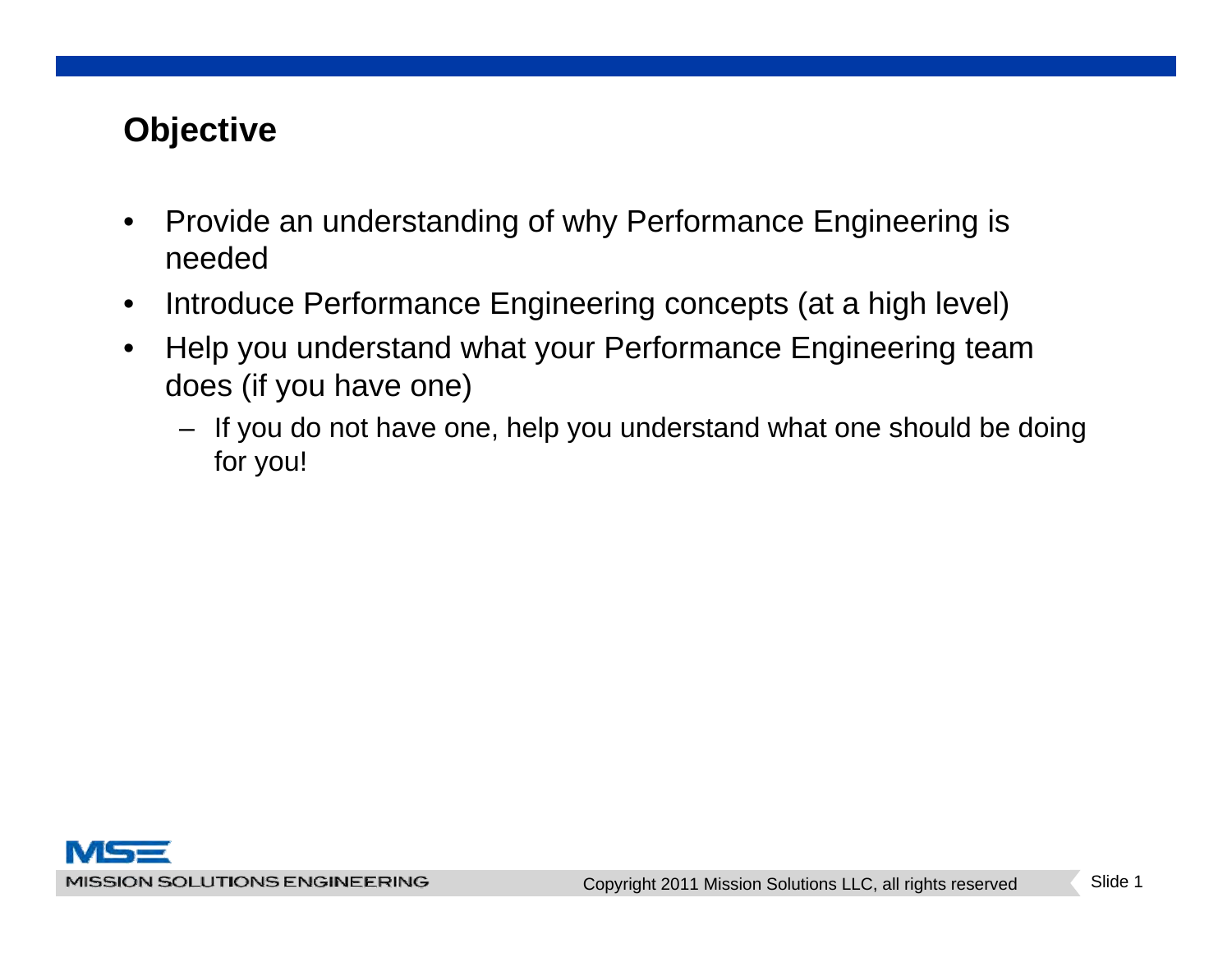## Objective

- Provide an understanding of why Performance Engineering is needed
- Introduce Performance Engineering concepts (at a high level)
- Help you understand what your Performance Engineering team does (if you have one)
  - If you do not have one, help you understand what one should be doing for you!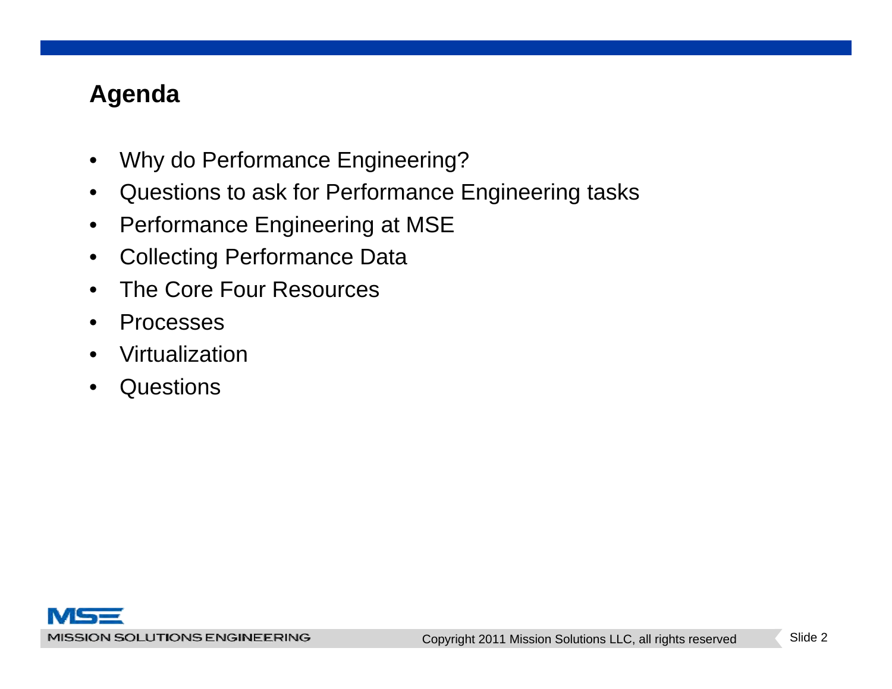## Agenda

- Why do Performance Engineering?
- Questions to ask for Performance Engineering tasks
- Performance Engineering at MSE
- Collecting Performance Data
- The Core Four Resources
- Processes
- Virtualization
- Questions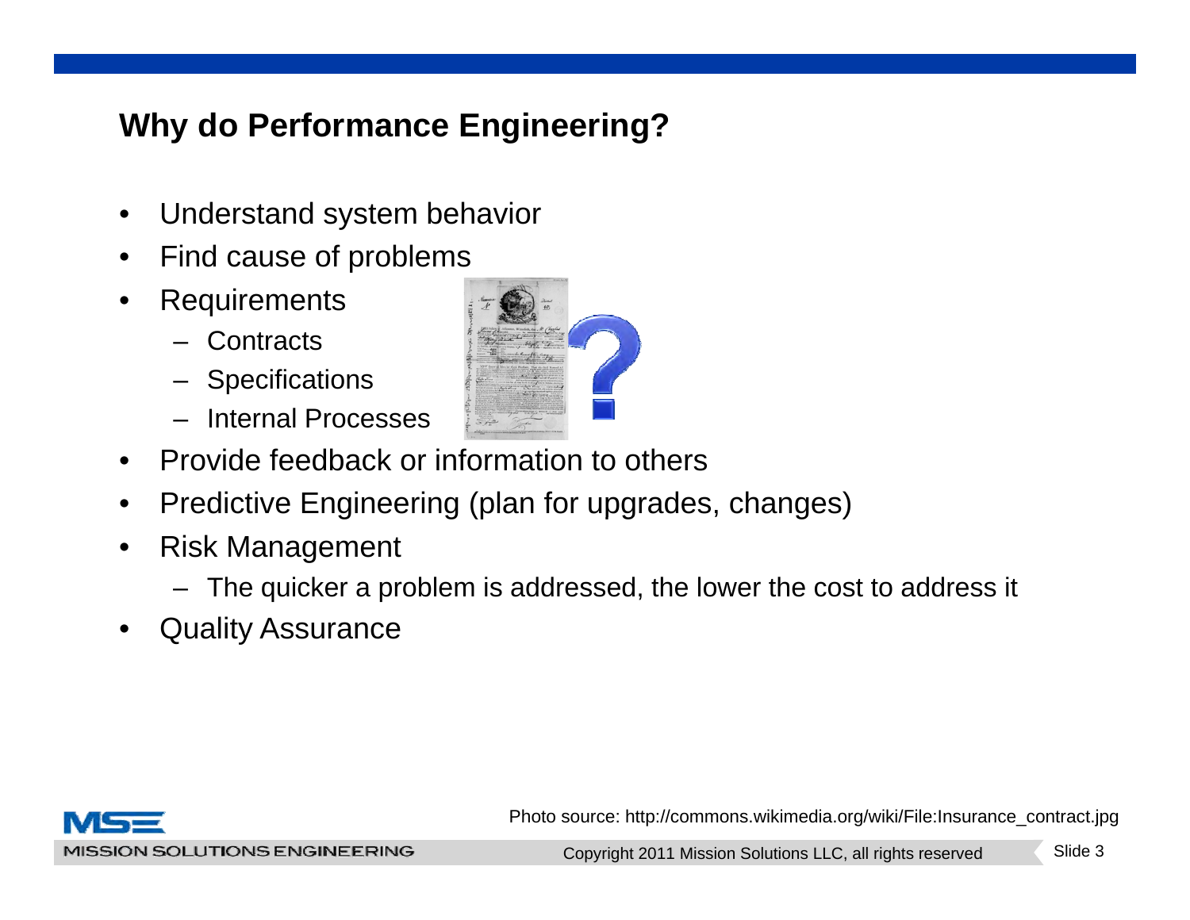## Why do Performance Engineering?

- Understand system behavior
- Find cause of problems
- Requirements
  - Contracts
  - Specifications
  - Internal Processes
- Provide feedback or information to others
- Predictive Engineering (plan for upgrades, changes)
- Risk Management
  - The quicker a problem is addressed, the lower the cost to address it
- Quality Assurance

Photo source: http://commons.wikimedia.org/wiki/File:Insurance_contract.jpg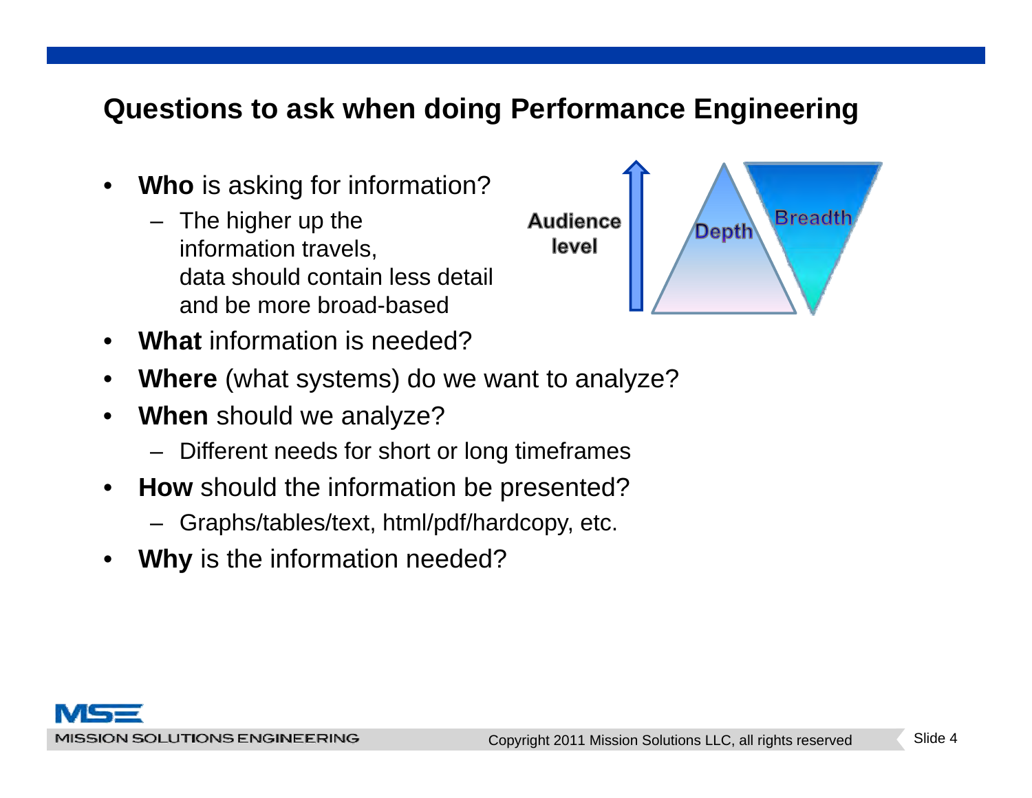## Questions to ask when doing Performance Engineering

- **Who** is asking for information?
  - The higher up the information travels, data should contain less detail and be more broad-based

Audience level

Depth

Breadth

- **What** information is needed?
- **Where** (what systems) do we want to analyze?
- **When** should we analyze?
  - Different needs for short or long timeframes
- **How** should the information be presented?
  - Graphs/tables/text, html/pdf/hardcopy, etc.
- **Why** is the information needed?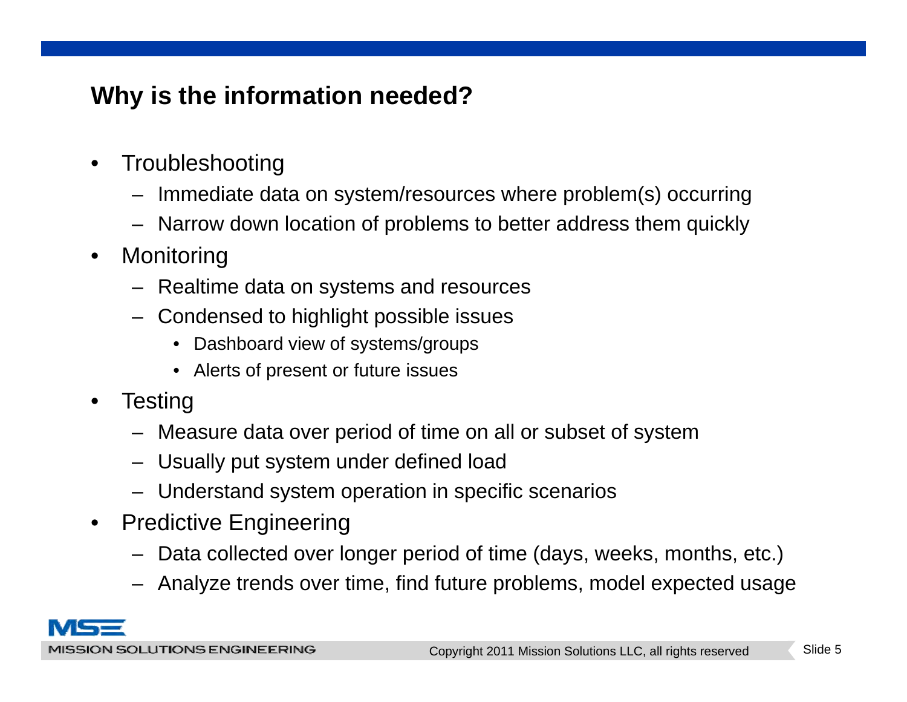## Why is the information needed?

- Troubleshooting
  - Immediate data on system/resources where problem(s) occurring
  - Narrow down location of problems to better address them quickly
- Monitoring
  - Realtime data on systems and resources
  - Condensed to highlight possible issues
    - Dashboard view of systems/groups
    - Alerts of present or future issues
- Testing
  - Measure data over period of time on all or subset of system
  - Usually put system under defined load
  - Understand system operation in specific scenarios
- Predictive Engineering
  - Data collected over longer period of time (days, weeks, months, etc.)
  - Analyze trends over time, find future problems, model expected usage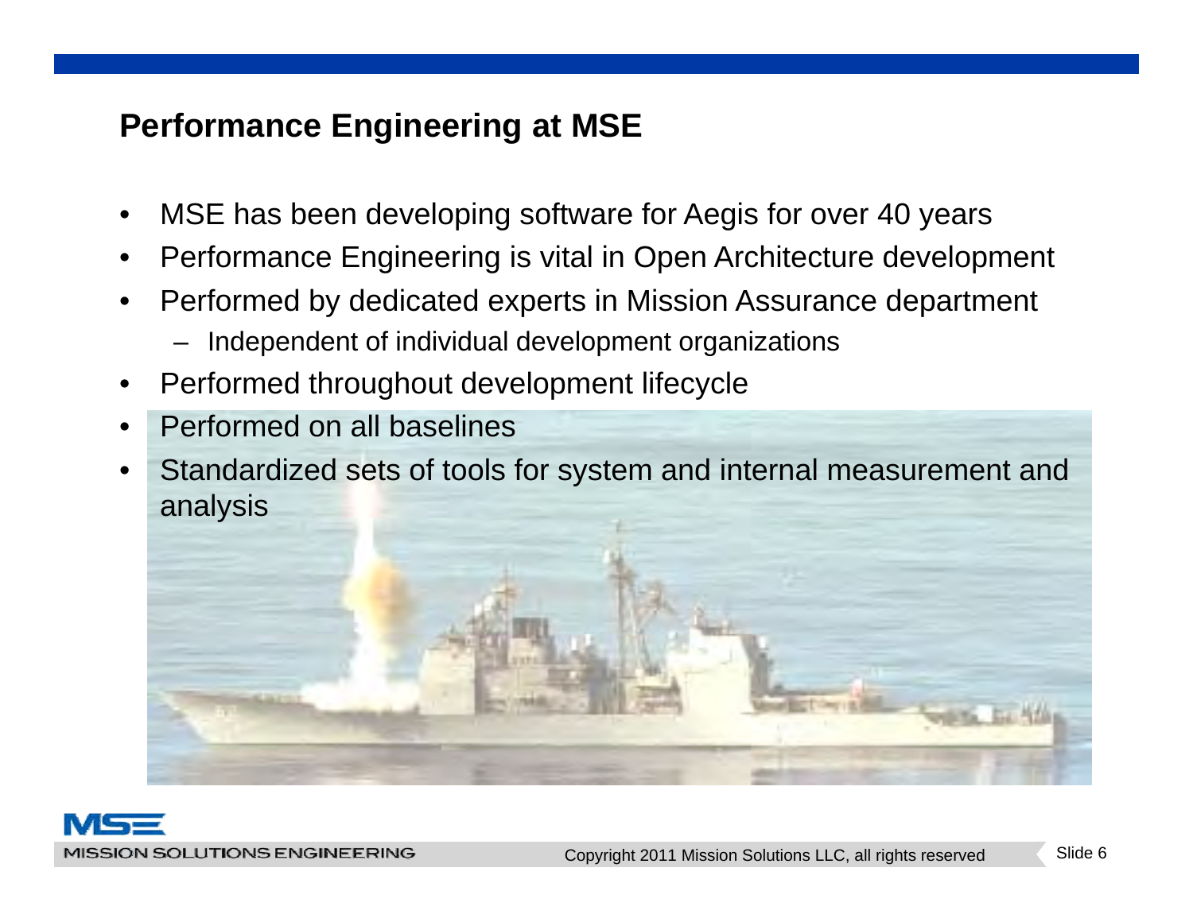## Performance Engineering at MSE

- MSE has been developing software for Aegis for over 40 years
- Performance Engineering is vital in Open Architecture development
- Performed by dedicated experts in Mission Assurance department
  - Independent of individual development organizations
- Performed throughout development lifecycle
- Performed on all baselines
- Standardized sets of tools for system and internal measurement and analysis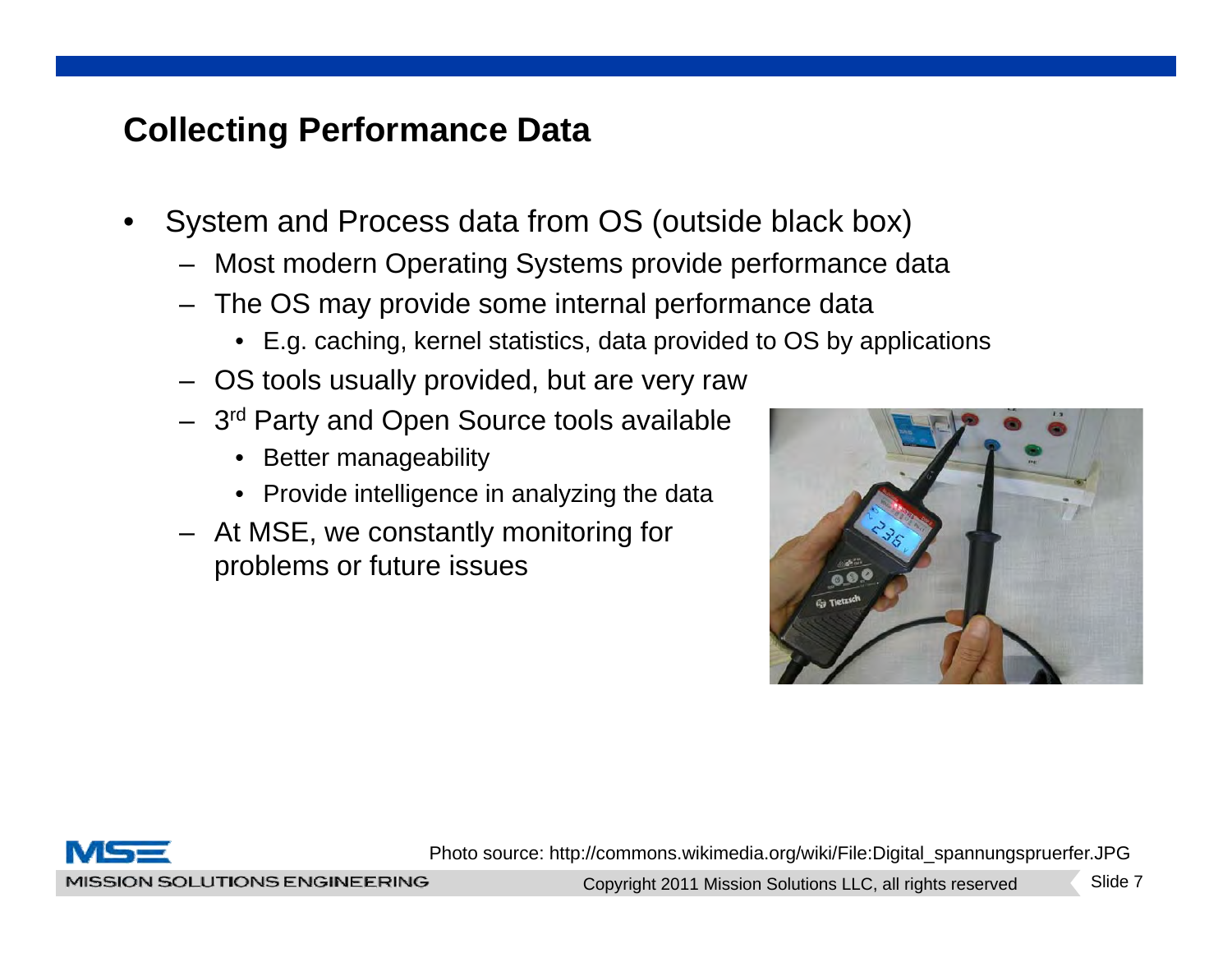## Collecting Performance Data

- System and Process data from OS (outside black box)
  - Most modern Operating Systems provide performance data
  - The OS may provide some internal performance data
    - E.g. caching, kernel statistics, data provided to OS by applications
  - OS tools usually provided, but are very raw
  - 3rd Party and Open Source tools available
    - Better manageability
    - Provide intelligence in analyzing the data
  - At MSE, we constantly monitoring for problems or future issues

Photo source: http://commons.wikimedia.org/wiki/File:Digital_spannungspruerfer.JPG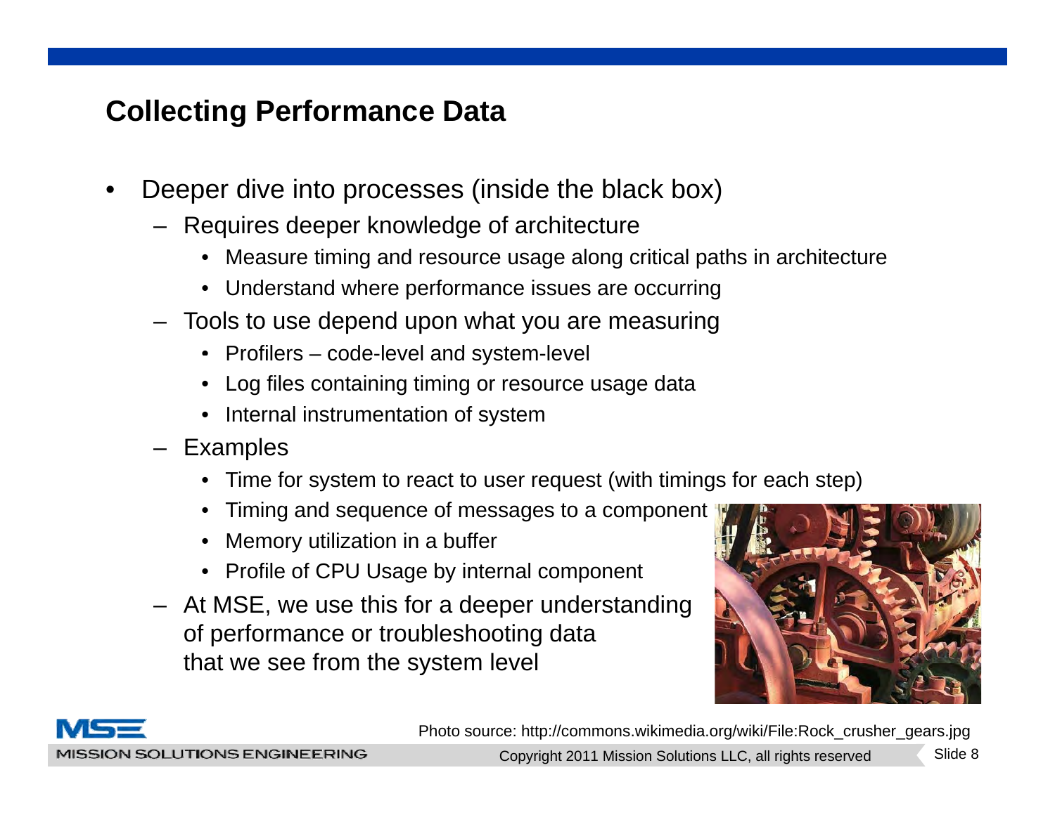## Collecting Performance Data

- Deeper dive into processes (inside the black box)
  - Requires deeper knowledge of architecture
    - Measure timing and resource usage along critical paths in architecture
    - Understand where performance issues are occurring
  - Tools to use depend upon what you are measuring
    - Profilers – code-level and system-level
    - Log files containing timing or resource usage data
    - Internal instrumentation of system
  - Examples
    - Time for system to react to user request (with timings for each step)
    - Timing and sequence of messages to a component
    - Memory utilization in a buffer
    - Profile of CPU Usage by internal component
  - At MSE, we use this for a deeper understanding of performance or troubleshooting data that we see from the system level

Photo source: http://commons.wikimedia.org/wiki/File:Rock_crusher_gears.jpg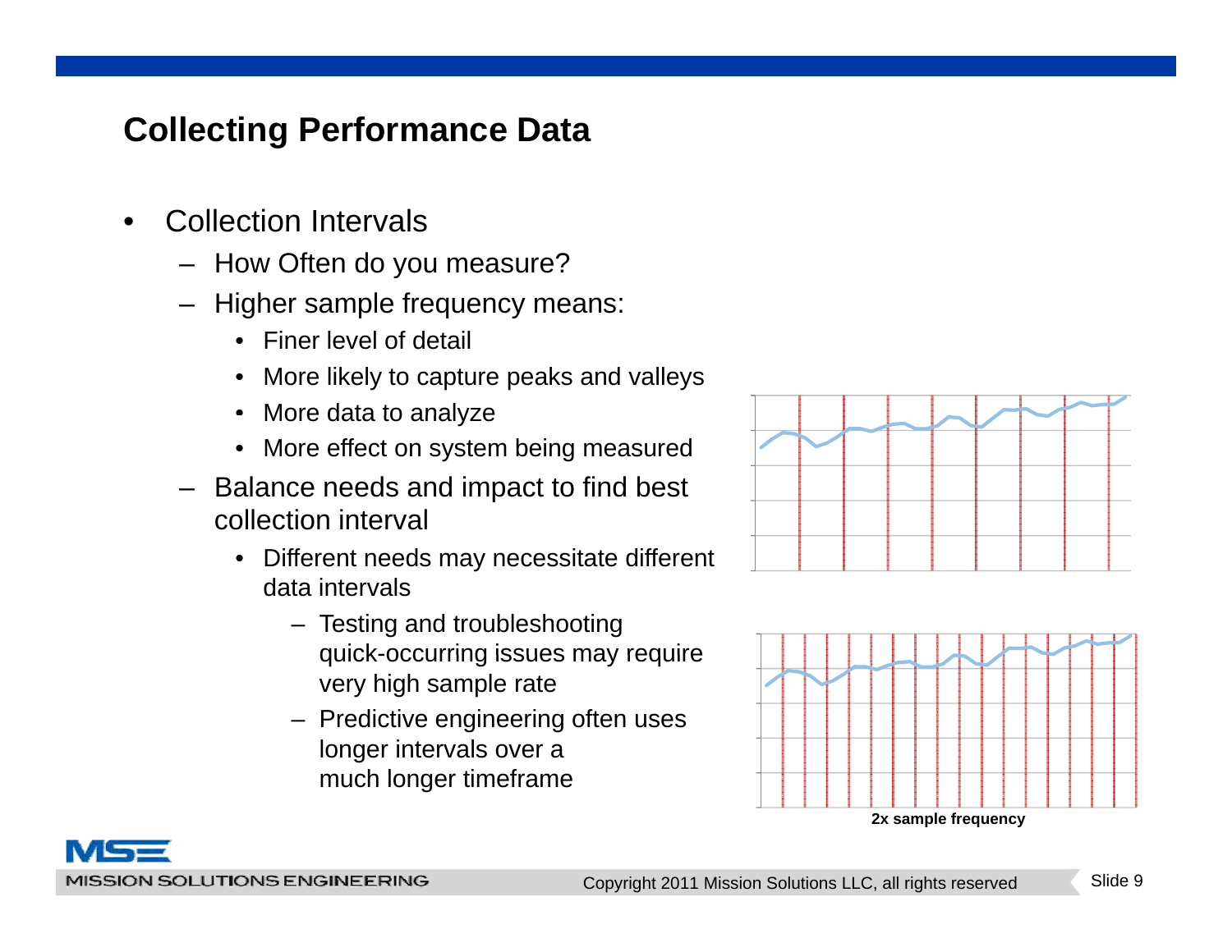## Collecting Performance Data

- Collection Intervals
  - How Often do you measure?
  - Higher sample frequency means:
    - Finer level of detail
    - More likely to capture peaks and valleys
    - More data to analyze
    - More effect on system being measured
  - Balance needs and impact to find best collection interval
    - Different needs may necessitate different data intervals
      - Testing and troubleshooting quick-occurring issues may require very high sample rate
      - Predictive engineering often uses longer intervals over a much longer timeframe

**2x sample frequency**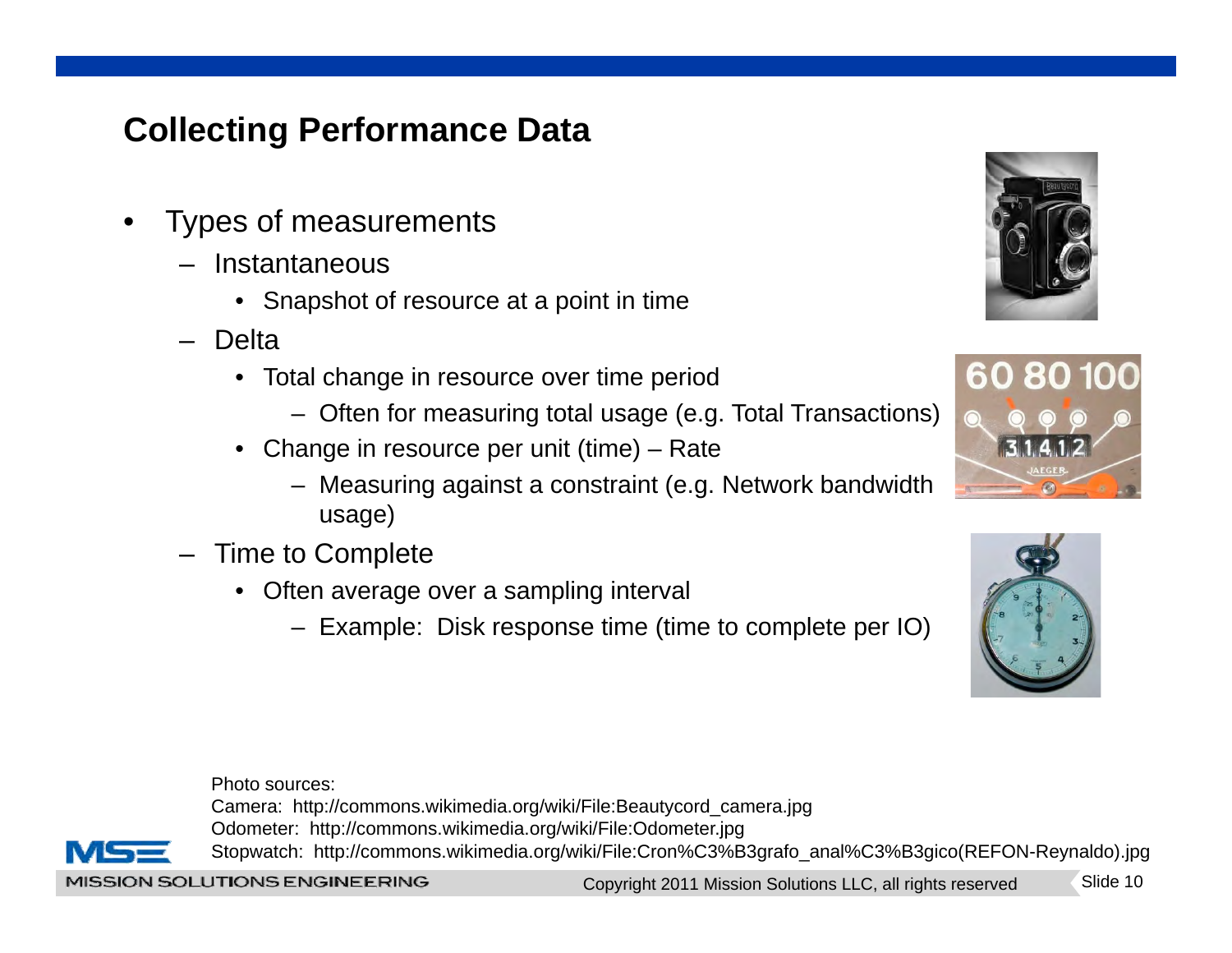## Collecting Performance Data

- Types of measurements
  - Instantaneous
    - Snapshot of resource at a point in time
  - Delta
    - Total change in resource over time period
      - Often for measuring total usage (e.g. Total Transactions)
    - Change in resource per unit (time) – Rate
      - Measuring against a constraint (e.g. Network bandwidth usage)
  - Time to Complete
    - Often average over a sampling interval
      - Example: Disk response time (time to complete per IO)

Photo sources:
Camera: http://commons.wikimedia.org/wiki/File:Beautycord_camera.jpg
Odometer: http://commons.wikimedia.org/wiki/File:Odometer.jpg
Stopwatch: http://commons.wikimedia.org/wiki/File:Cron%C3%B3grafo_anal%C3%B3gico(REFON-Reynaldo).jpg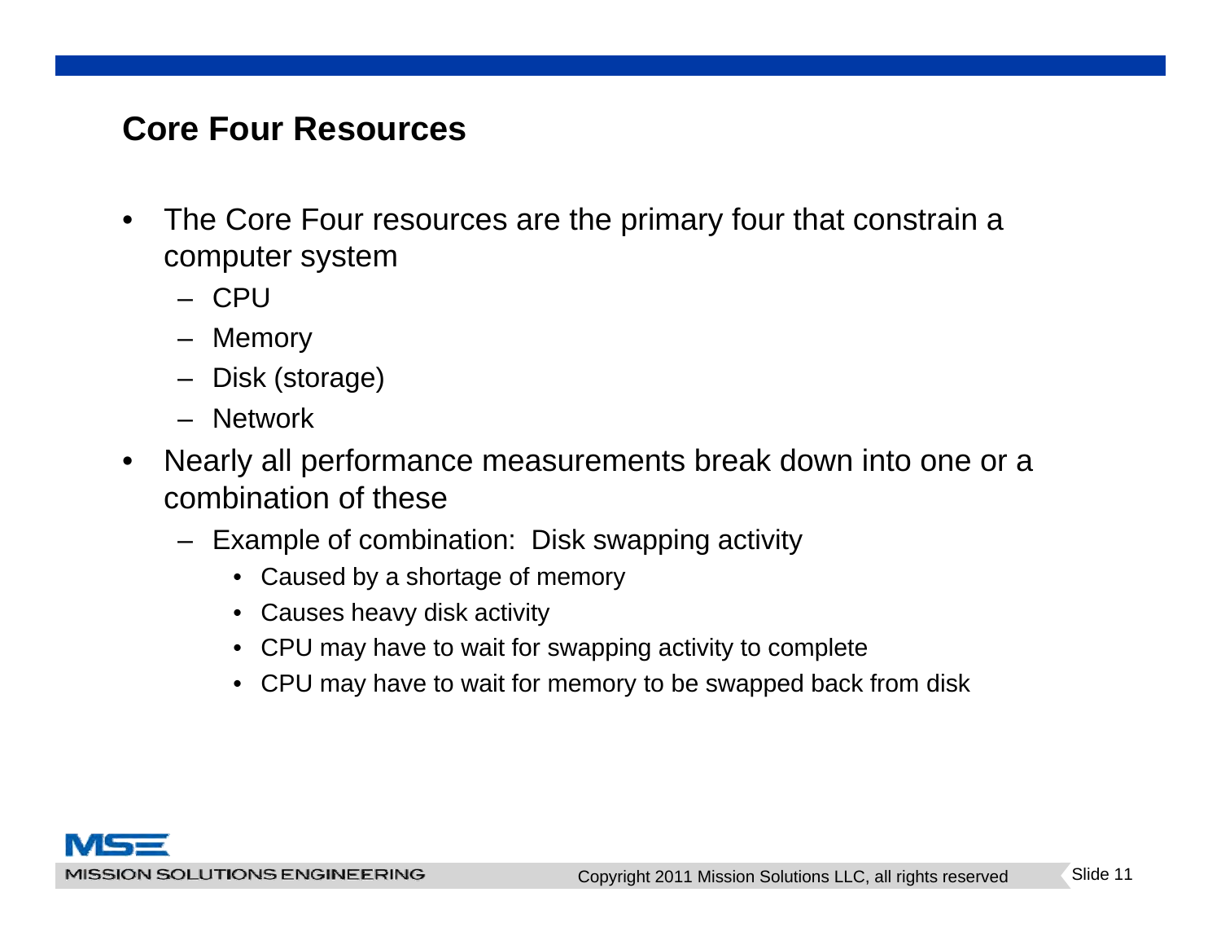## Core Four Resources

- The Core Four resources are the primary four that constrain a computer system
  - CPU
  - Memory
  - Disk (storage)
  - Network
- Nearly all performance measurements break down into one or a combination of these
  - Example of combination:  Disk swapping activity
    - Caused by a shortage of memory
    - Causes heavy disk activity
    - CPU may have to wait for swapping activity to complete
    - CPU may have to wait for memory to be swapped back from disk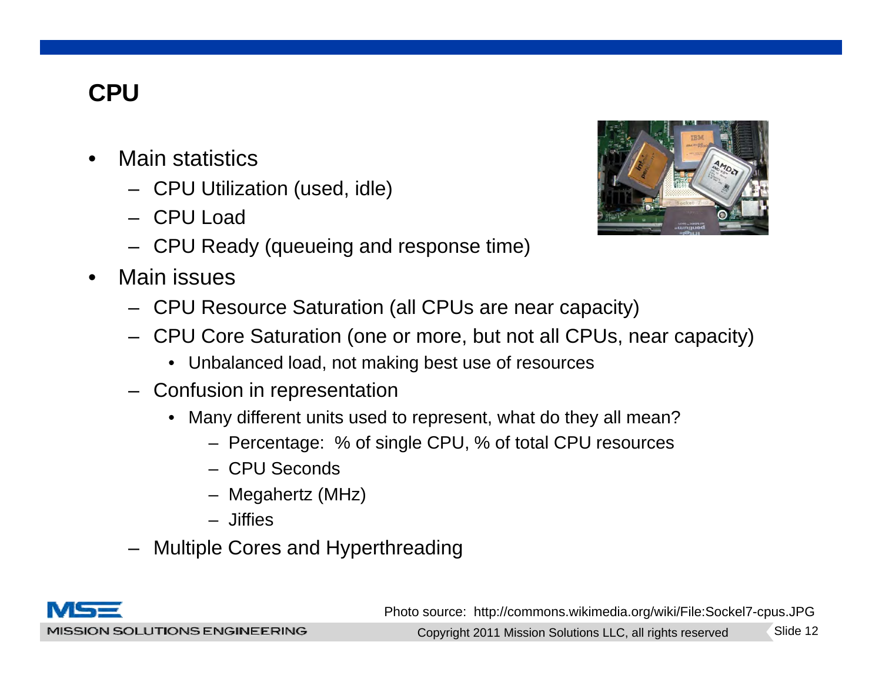# CPU

- Main statistics
  - CPU Utilization (used, idle)
  - CPU Load
  - CPU Ready (queueing and response time)
- Main issues
  - CPU Resource Saturation (all CPUs are near capacity)
  - CPU Core Saturation (one or more, but not all CPUs, near capacity)
    - Unbalanced load, not making best use of resources
  - Confusion in representation
    - Many different units used to represent, what do they all mean?
      - Percentage: % of single CPU, % of total CPU resources
      - CPU Seconds
      - Megahertz (MHz)
      - Jiffies
  - Multiple Cores and Hyperthreading

Photo source: http://commons.wikimedia.org/wiki/File:Sockel7-cpus.JPG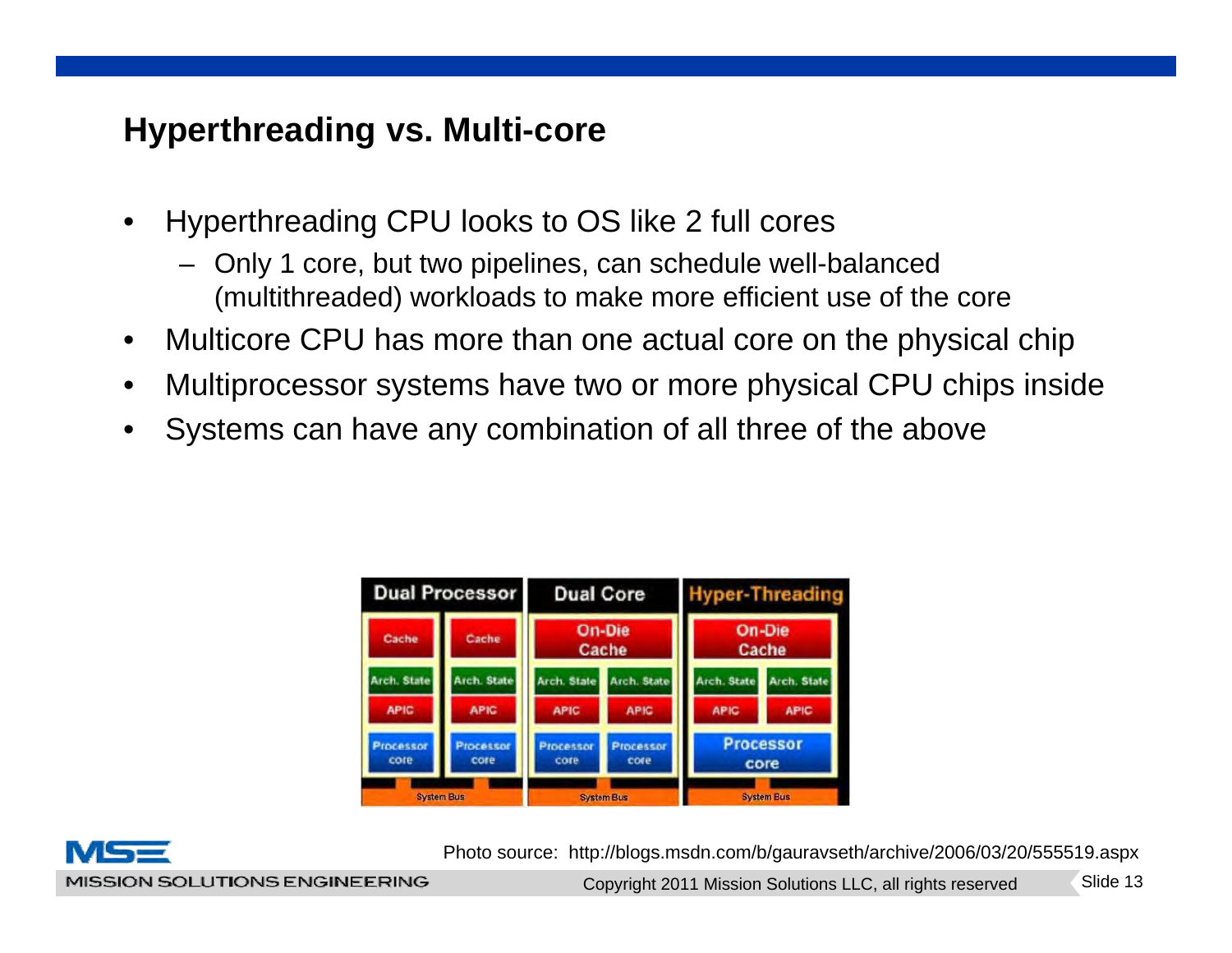## Hyperthreading vs. Multi-core

- Hyperthreading CPU looks to OS like 2 full cores
  - Only 1 core, but two pipelines, can schedule well-balanced (multithreaded) workloads to make more efficient use of the core
- Multicore CPU has more than one actual core on the physical chip
- Multiprocessor systems have two or more physical CPU chips inside
- Systems can have any combination of all three of the above

Photo source: http://blogs.msdn.com/b/gauravseth/archive/2006/03/20/555519.aspx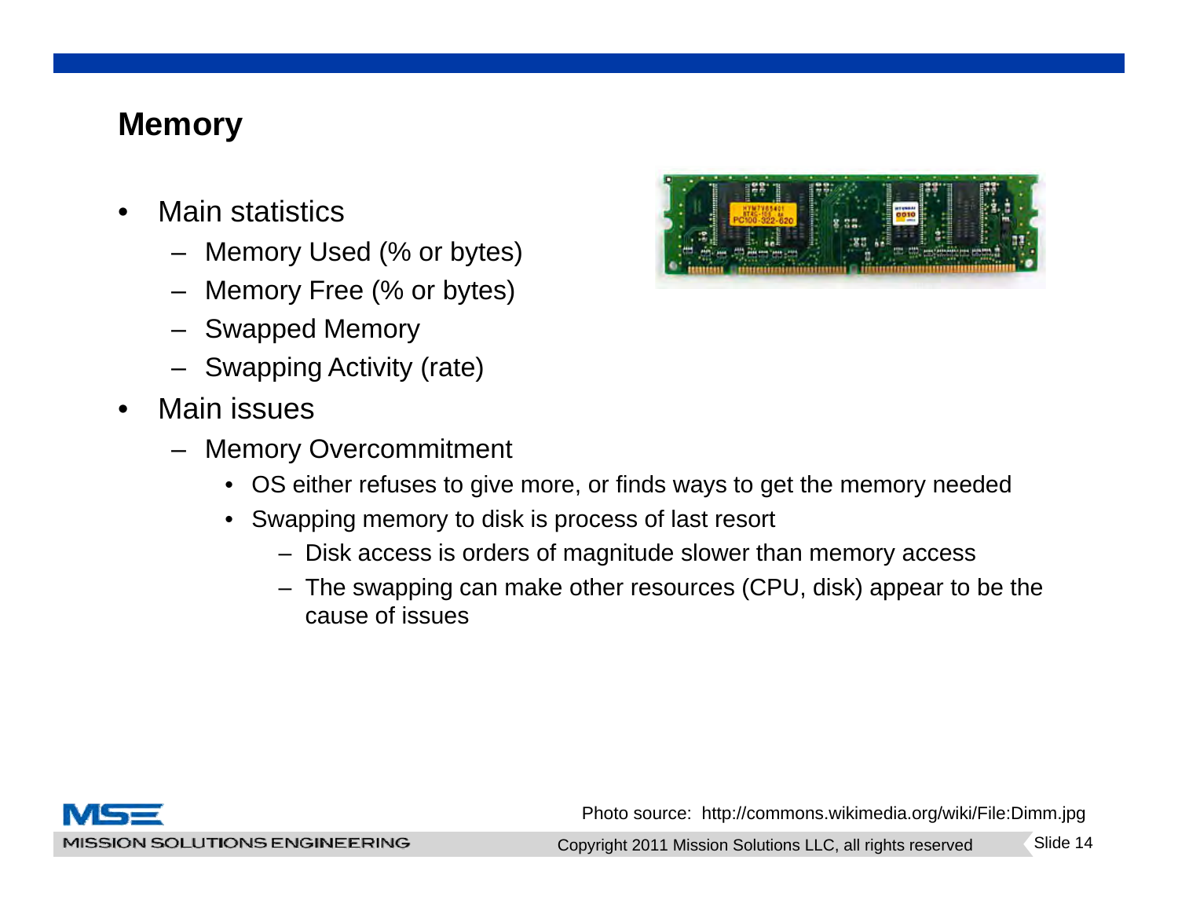## Memory

- Main statistics
  - Memory Used (% or bytes)
  - Memory Free (% or bytes)
  - Swapped Memory
  - Swapping Activity (rate)
- Main issues
  - Memory Overcommitment
    - OS either refuses to give more, or finds ways to get the memory needed
    - Swapping memory to disk is process of last resort
      - Disk access is orders of magnitude slower than memory access
      - The swapping can make other resources (CPU, disk) appear to be the cause of issues

Photo source: http://commons.wikimedia.org/wiki/File:Dimm.jpg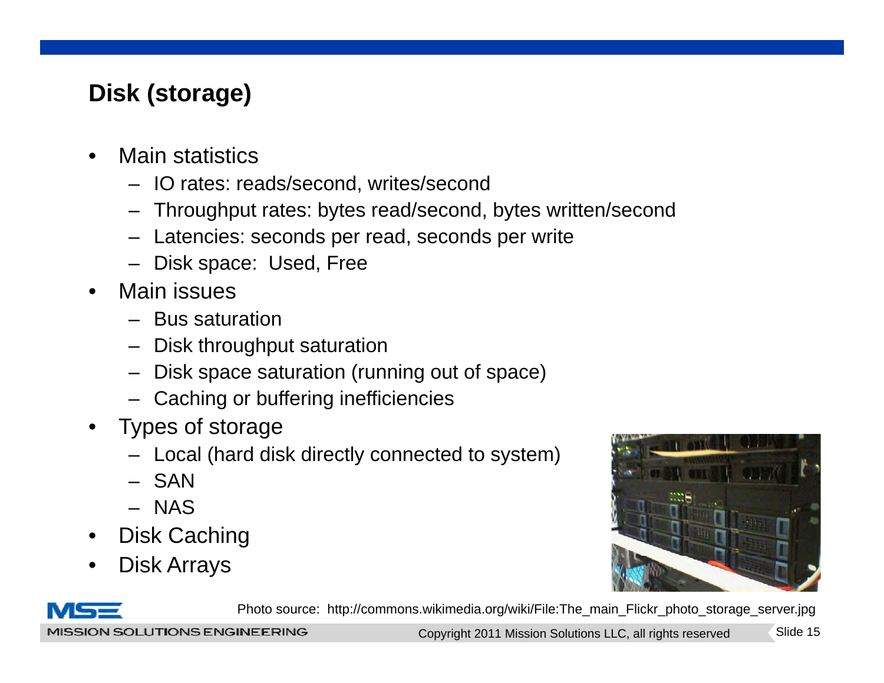## Disk (storage)

- Main statistics
  - IO rates: reads/second, writes/second
  - Throughput rates: bytes read/second, bytes written/second
  - Latencies: seconds per read, seconds per write
  - Disk space: Used, Free
- Main issues
  - Bus saturation
  - Disk throughput saturation
  - Disk space saturation (running out of space)
  - Caching or buffering inefficiencies
- Types of storage
  - Local (hard disk directly connected to system)
  - SAN
  - NAS
- Disk Caching
- Disk Arrays

Photo source: http://commons.wikimedia.org/wiki/File:The_main_Flickr_photo_storage_server.jpg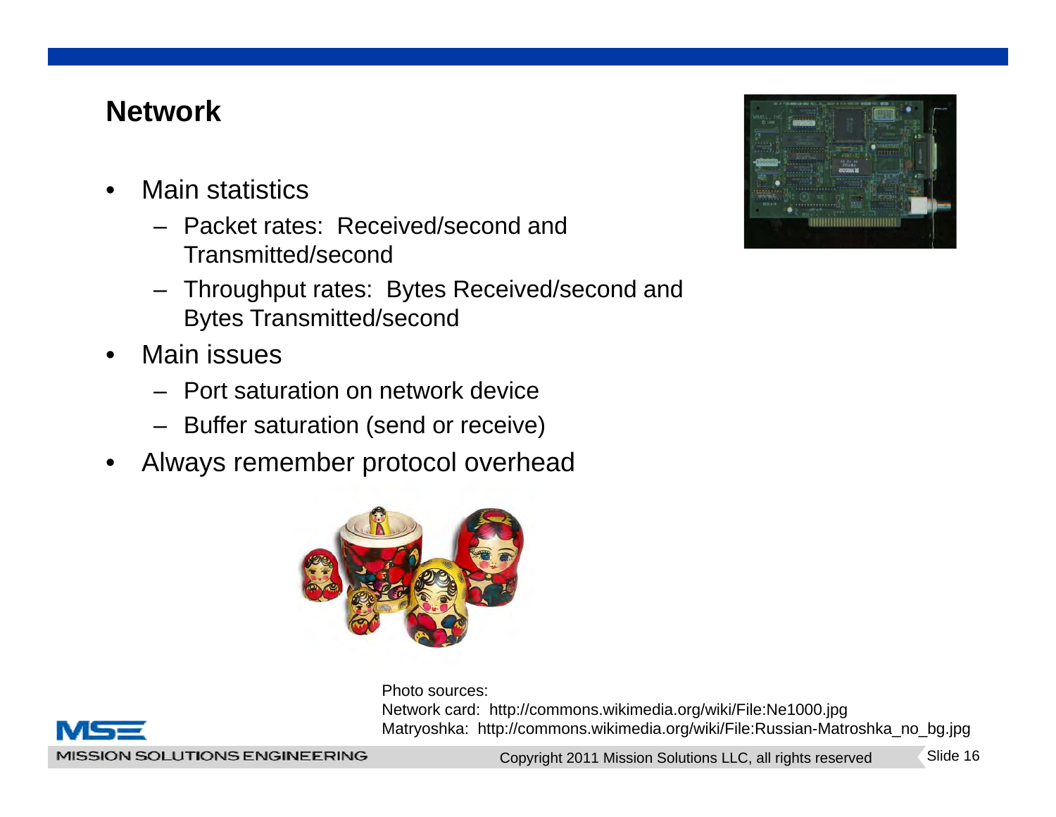## Network

- Main statistics
  - Packet rates: Received/second and Transmitted/second
  - Throughput rates: Bytes Received/second and Bytes Transmitted/second
- Main issues
  - Port saturation on network device
  - Buffer saturation (send or receive)
- Always remember protocol overhead

Photo sources:
Network card: http://commons.wikimedia.org/wiki/File:Ne1000.jpg
Matryoshka: http://commons.wikimedia.org/wiki/File:Russian-Matroshka_no_bg.jpg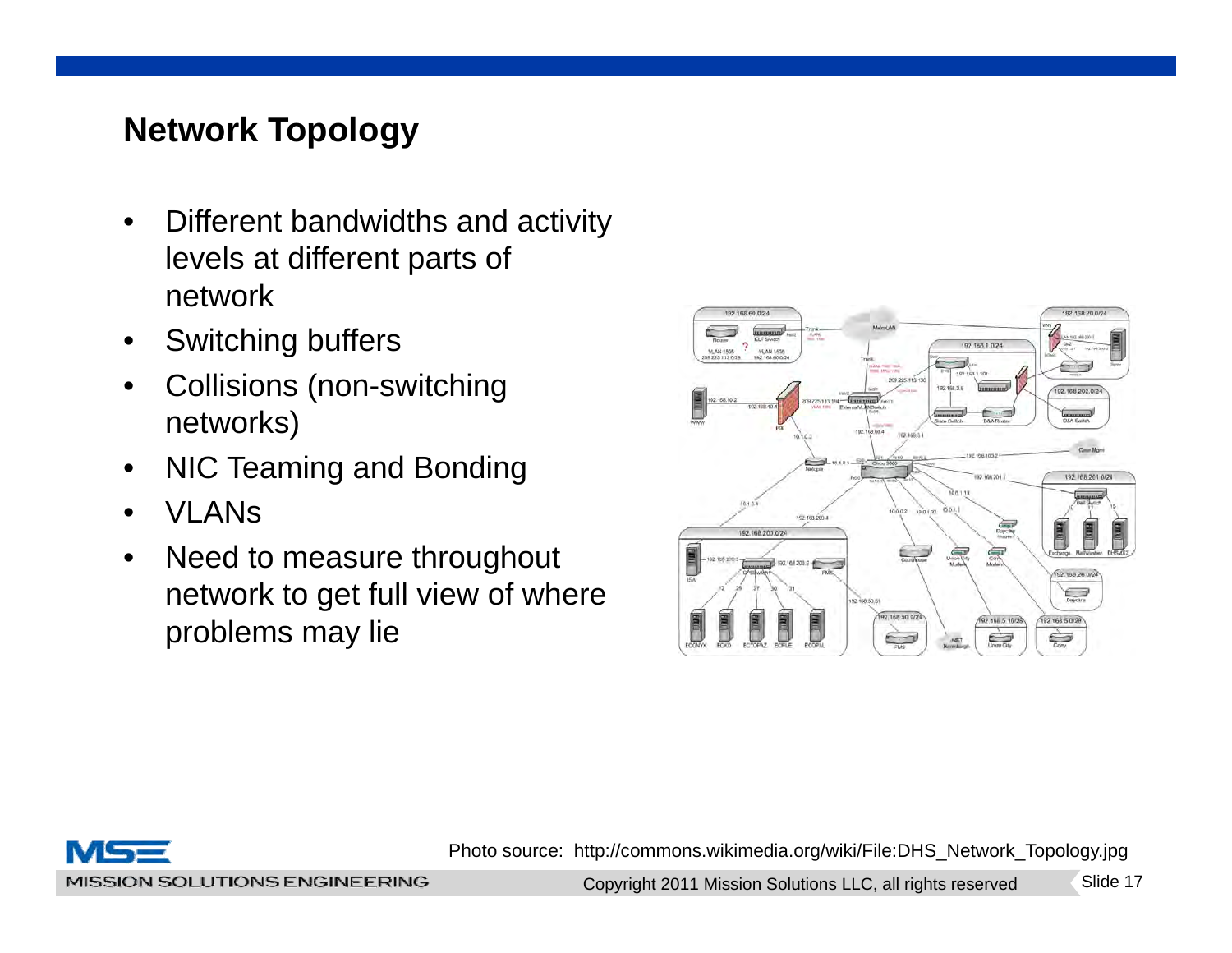## Network Topology

- Different bandwidths and activity levels at different parts of network
- Switching buffers
- Collisions (non-switching networks)
- NIC Teaming and Bonding
- VLANs
- Need to measure throughout network to get full view of where problems may lie

Photo source: http://commons.wikimedia.org/wiki/File:DHS_Network_Topology.jpg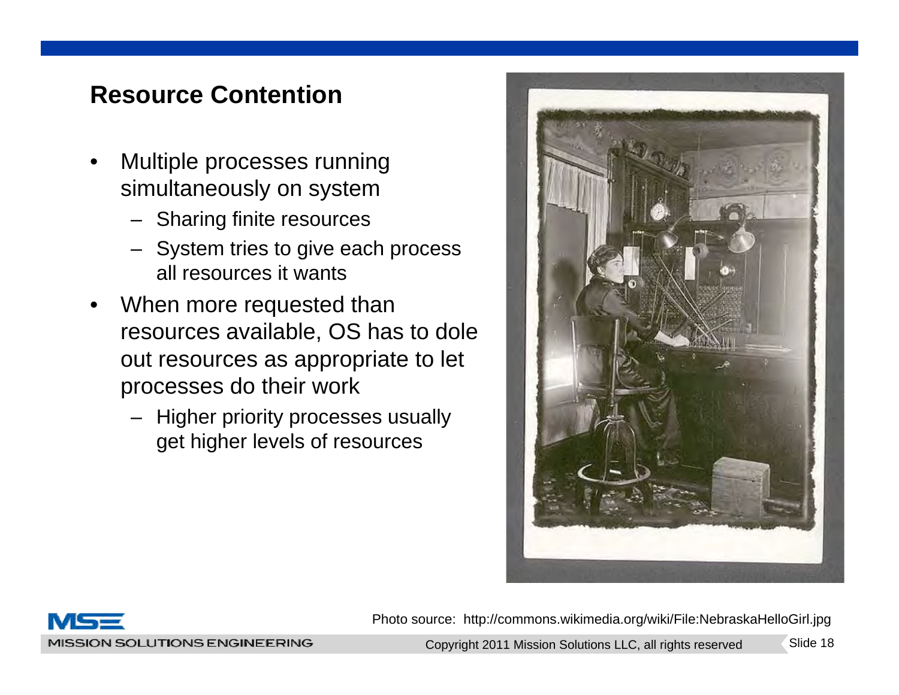## Resource Contention

- Multiple processes running simultaneously on system
  - Sharing finite resources
  - System tries to give each process all resources it wants
- When more requested than resources available, OS has to dole out resources as appropriate to let processes do their work
  - Higher priority processes usually get higher levels of resources

Photo source: http://commons.wikimedia.org/wiki/File:NebraskaHelloGirl.jpg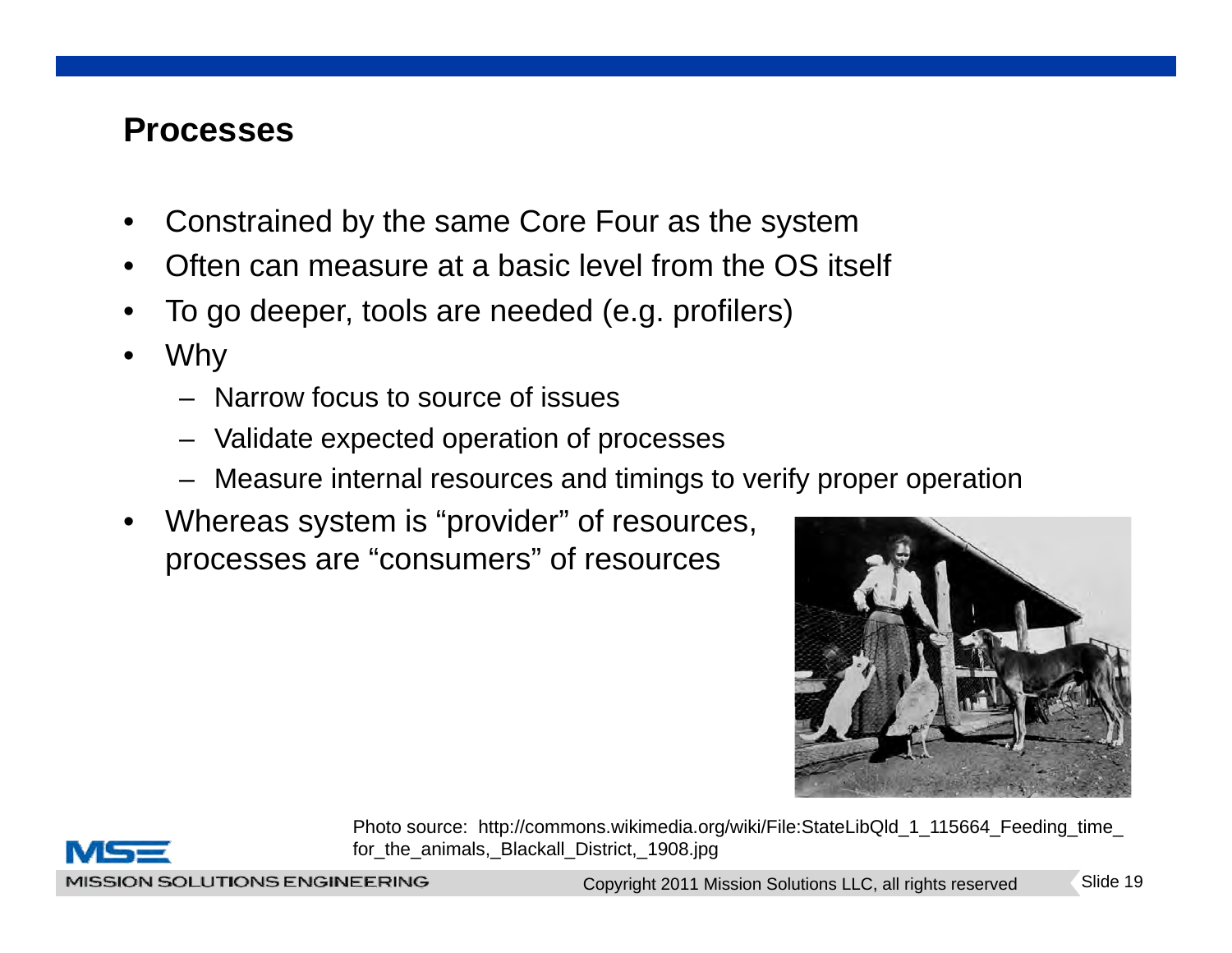## Processes

- Constrained by the same Core Four as the system
- Often can measure at a basic level from the OS itself
- To go deeper, tools are needed (e.g. profilers)
- Why
  - Narrow focus to source of issues
  - Validate expected operation of processes
  - Measure internal resources and timings to verify proper operation
- Whereas system is "provider" of resources, processes are "consumers" of resources

Photo source: http://commons.wikimedia.org/wiki/File:StateLibQld_1_115664_Feeding_time_for_the_animals,_Blackall_District,_1908.jpg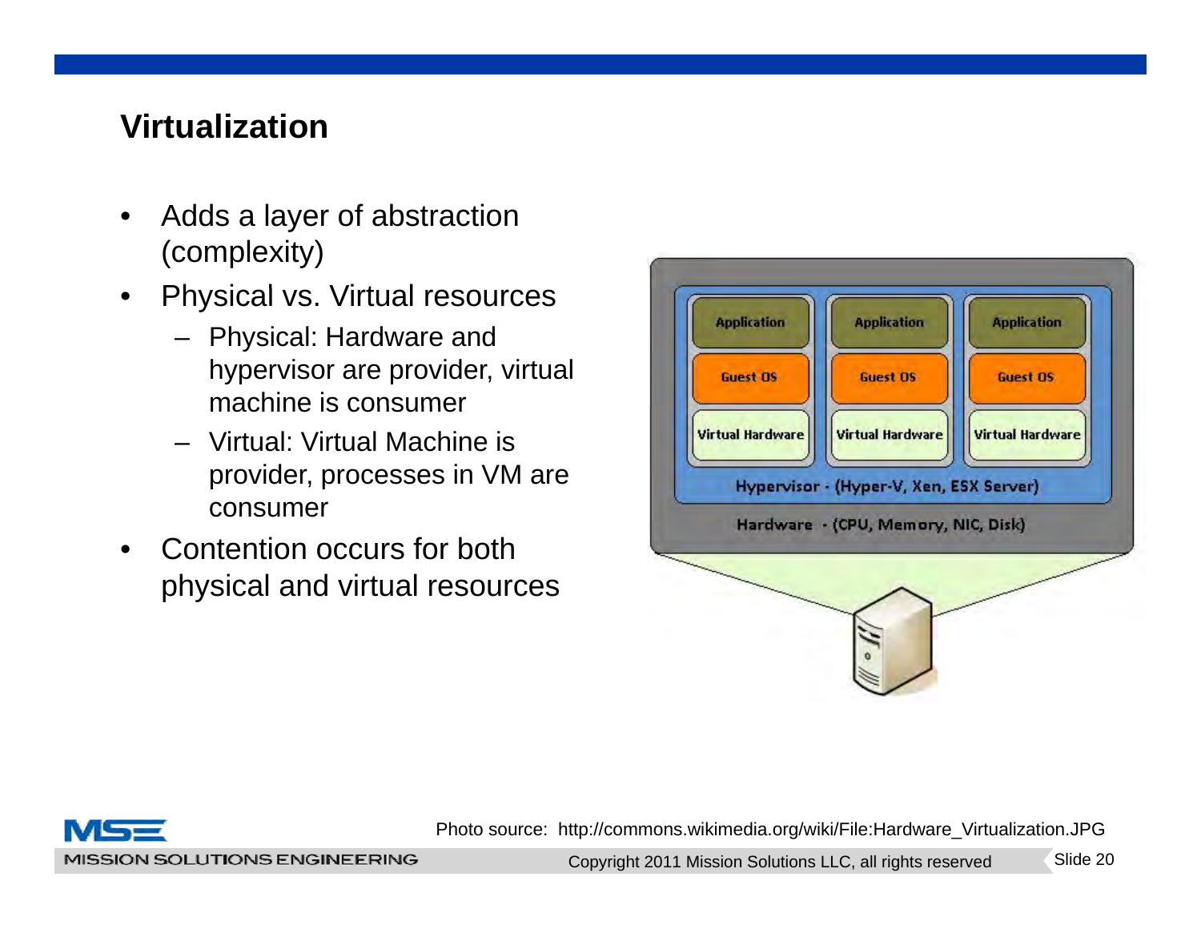## Virtualization

- Adds a layer of abstraction (complexity)
- Physical vs. Virtual resources
  - Physical: Hardware and hypervisor are provider, virtual machine is consumer
  - Virtual: Virtual Machine is provider, processes in VM are consumer
- Contention occurs for both physical and virtual resources

| Application | Application | Application |
| --- | --- | --- |
| Guest OS | Guest OS | Guest OS |
| Virtual Hardware | Virtual Hardware | Virtual Hardware |

Hypervisor - (Hyper-V, Xen, ESX Server)

Hardware - (CPU, Memory, NIC, Disk)

Photo source: http://commons.wikimedia.org/wiki/File:Hardware_Virtualization.JPG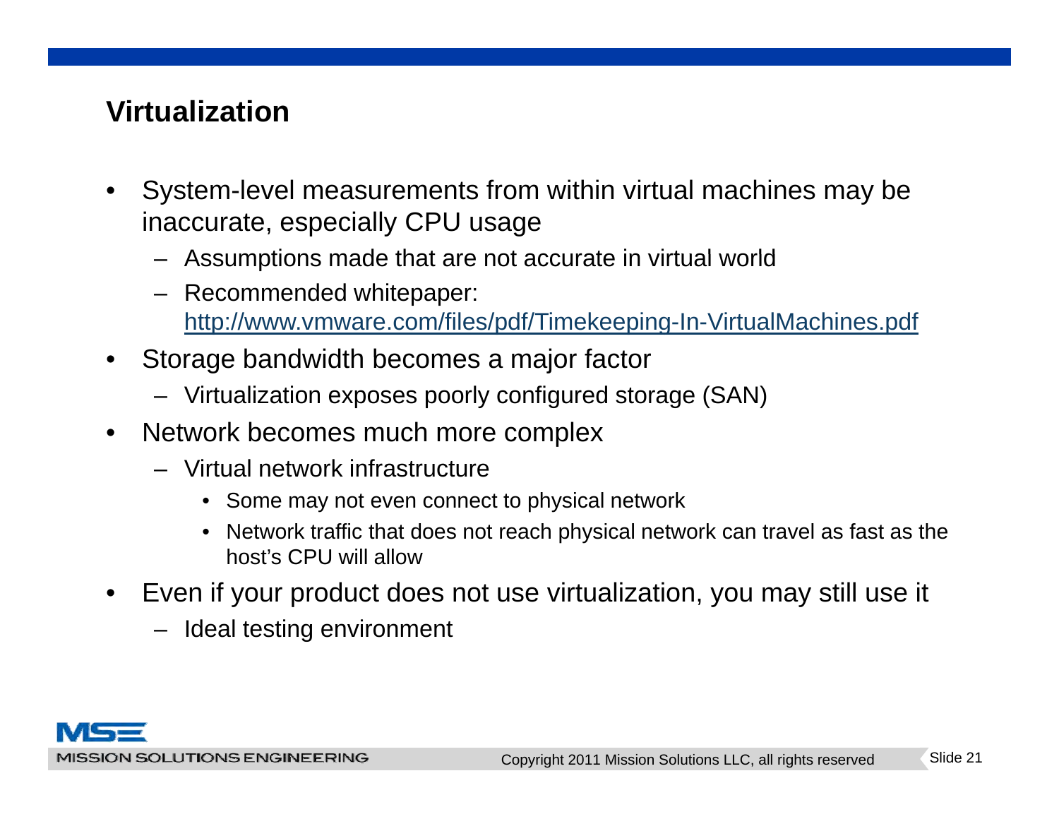## Virtualization

- System-level measurements from within virtual machines may be inaccurate, especially CPU usage
  - Assumptions made that are not accurate in virtual world
  - Recommended whitepaper: http://www.vmware.com/files/pdf/Timekeeping-In-VirtualMachines.pdf
- Storage bandwidth becomes a major factor
  - Virtualization exposes poorly configured storage (SAN)
- Network becomes much more complex
  - Virtual network infrastructure
    - Some may not even connect to physical network
    - Network traffic that does not reach physical network can travel as fast as the host's CPU will allow
- Even if your product does not use virtualization, you may still use it
  - Ideal testing environment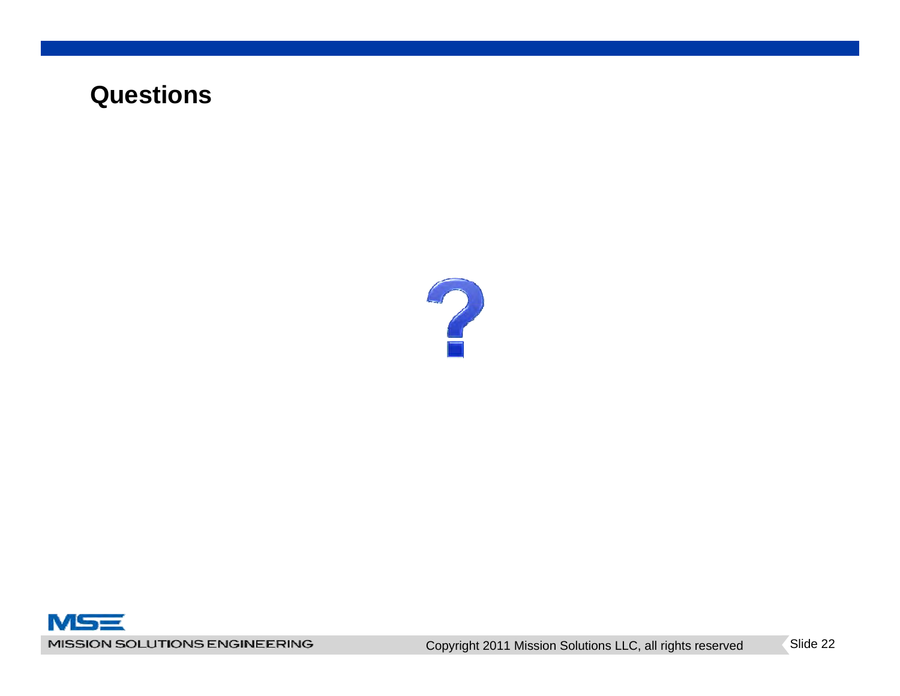# Questions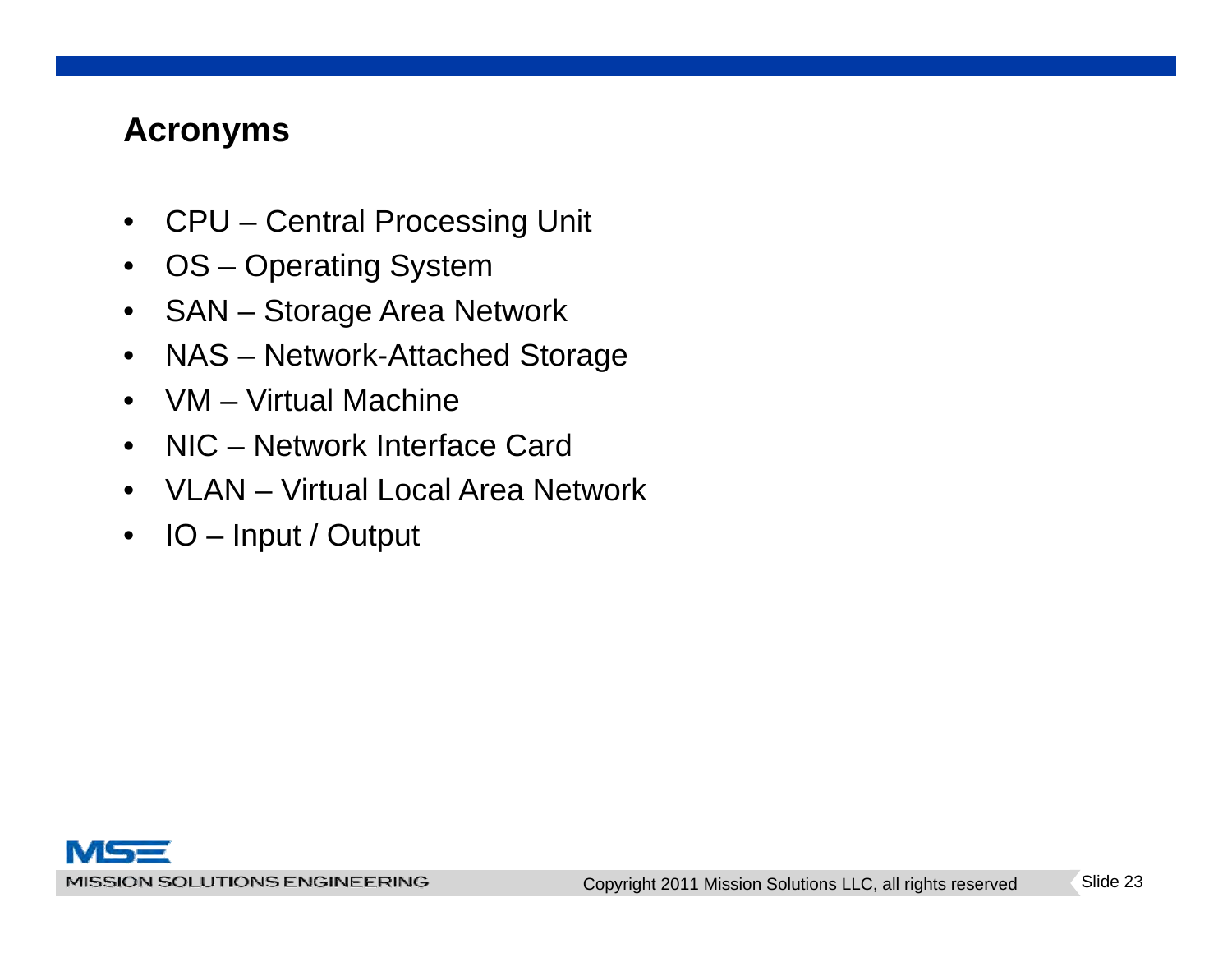## Acronyms

- CPU – Central Processing Unit
- OS – Operating System
- SAN – Storage Area Network
- NAS – Network-Attached Storage
- VM – Virtual Machine
- NIC – Network Interface Card
- VLAN – Virtual Local Area Network
- IO – Input / Output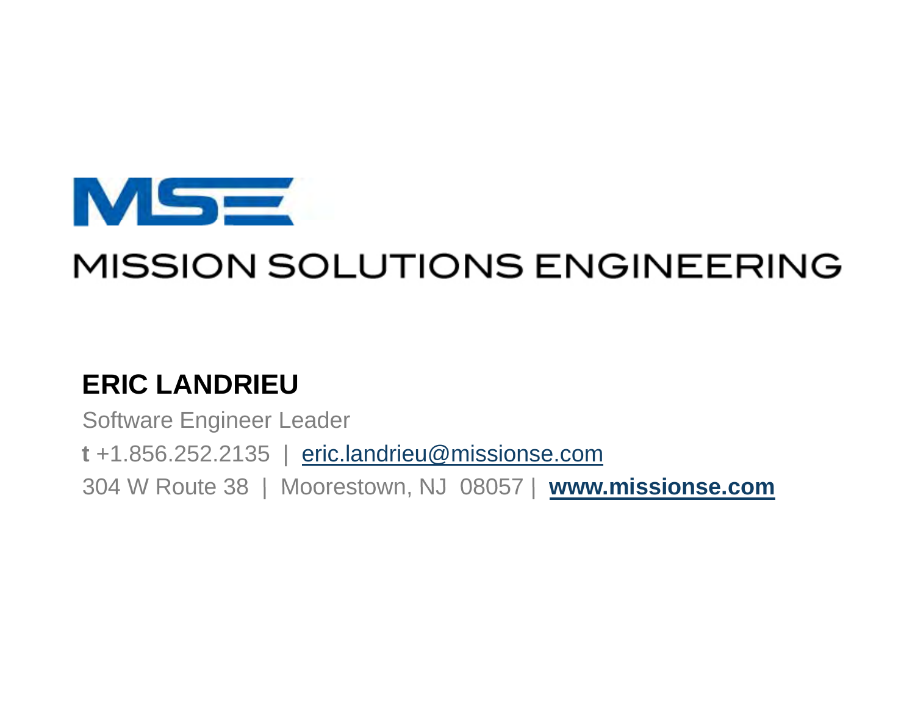MSE

MISSION SOLUTIONS ENGINEERING

**ERIC LANDRIEU**

Software Engineer Leader

**t** +1.856.252.2135 | eric.landrieu@missionse.com

304 W Route 38 | Moorestown, NJ 08057 | **www.missionse.com**